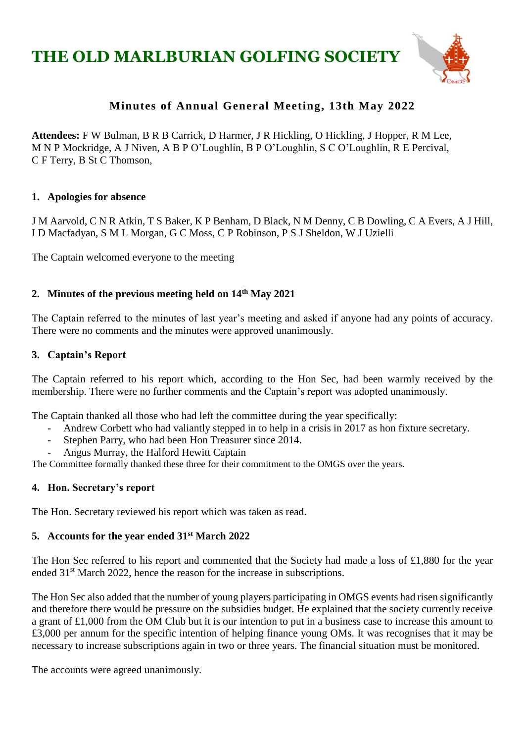# THE OLD MARLBURIAN GOLFING SOCIETY

## Minutes of Annual General Meeting, 13th May 2022

**Attendees:** F W Bulman, B R B Carrick, D Harmer, J R Hickling, O Hickling, J Hopper, R M Lee, M N P Mockridge, A J Niven, A B P O'Loughlin, B P O'Loughlin, S C O'Loughlin, R E Percival, C F Terry, B St C Thomson,

### 1. Apologies for absence

J M Aarvold, C N R Atkin, T S Baker, K P Benham, D Black, N M Denny, C B Dowling, C A Evers, A J Hill, I D Macfadyan, S M L Morgan, G C Moss, C P Robinson, P S J Sheldon, W J Uzielli

The Captain welcomed everyone to the meeting

### 2. Minutes of the previous meeting held on 14th May 2021

The Captain referred to the minutes of last year's meeting and asked if anyone had any points of accuracy. There were no comments and the minutes were approved unanimously.

### 3. Captain's Report

The Captain referred to his report which, according to the Hon Sec, had been warmly received by the membership. There were no further comments and the Captain's report was adopted unanimously.

The Captain thanked all those who had left the committee during the year specifically:

- Andrew Corbett who had valiantly stepped in to help in a crisis in 2017 as hon fixture secretary.
- Stephen Parry, who had been Hon Treasurer since 2014.
- Angus Murray, the Halford Hewitt Captain

The Committee formally thanked these three for their commitment to the OMGS over the years.

### 4. Hon. Secretary's report

The Hon. Secretary reviewed his report which was taken as read.

### 5. Accounts for the year ended 31st March 2022

The Hon Sec referred to his report and commented that the Society had made a loss of £1,880 for the year ended 31st March 2022, hence the reason for the increase in subscriptions.

The Hon Sec also added that the number of young players participating in OMGS events had risen significantly and therefore there would be pressure on the subsidies budget. He explained that the society currently receive a grant of £1,000 from the OM Club but it is our intention to put in a business case to increase this amount to £3,000 per annum for the specific intention of helping finance young OMs. It was recognises that it may be necessary to increase subscriptions again in two or three years. The financial situation must be monitored.

The accounts were agreed unanimously.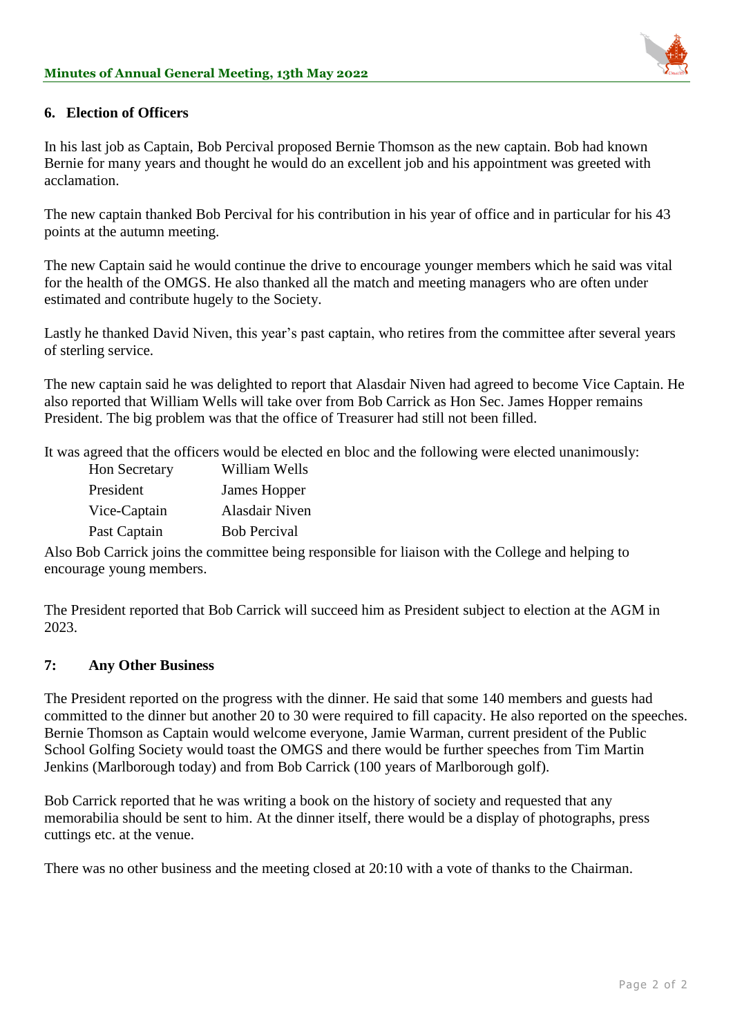## 6. Election of Officers

In his last job as Captain, Bob Percival proposed Bernie Thomson as the new captain. Bob had known Bernie for many years and thought he would do an excellent job and his appointment was greeted with acclamation.

The new captain thanked Bob Percival for his contribution in his year of office and in particular for his 43 points at the autumn meeting.

The new Captain said he would continue the drive to encourage younger members which he said was vital for the health of the OMGS. He also thanked all the match and meeting managers who are often under estimated and contribute hugely to the Society.

Lastly he thanked David Niven, this year's past captain, who retires from the committee after several years of sterling service.

The new captain said he was delighted to report that Alasdair Niven had agreed to become Vice Captain. He also reported that William Wells will take over from Bob Carrick as Hon Sec. James Hopper remains President. The big problem was that the office of Treasurer had still not been filled.

It was agreed that the officers would be elected en bloc and the following were elected unanimously:

| | |
|---|---|
| Hon Secretary | William Wells |
| President | James Hopper |
| Vice-Captain | Alasdair Niven |
| Past Captain | Bob Percival |

Also Bob Carrick joins the committee being responsible for liaison with the College and helping to encourage young members.

The President reported that Bob Carrick will succeed him as President subject to election at the AGM in 2023.

## 7: Any Other Business

The President reported on the progress with the dinner. He said that some 140 members and guests had committed to the dinner but another 20 to 30 were required to fill capacity. He also reported on the speeches. Bernie Thomson as Captain would welcome everyone, Jamie Warman, current president of the Public School Golfing Society would toast the OMGS and there would be further speeches from Tim Martin Jenkins (Marlborough today) and from Bob Carrick (100 years of Marlborough golf).

Bob Carrick reported that he was writing a book on the history of society and requested that any memorabilia should be sent to him. At the dinner itself, there would be a display of photographs, press cuttings etc. at the venue.

There was no other business and the meeting closed at 20:10 with a vote of thanks to the Chairman.